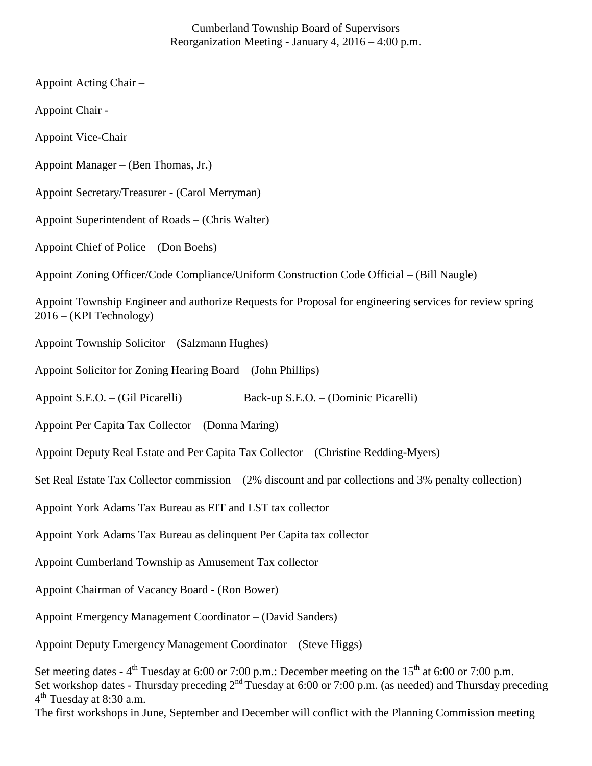# Cumberland Township Board of Supervisors
## Reorganization Meeting - January 4, 2016 – 4:00 p.m.

Appoint Acting Chair –

Appoint Chair -

Appoint Vice-Chair –

Appoint Manager – (Ben Thomas, Jr.)

Appoint Secretary/Treasurer - (Carol Merryman)

Appoint Superintendent of Roads – (Chris Walter)

Appoint Chief of Police – (Don Boehs)

Appoint Zoning Officer/Code Compliance/Uniform Construction Code Official – (Bill Naugle)

Appoint Township Engineer and authorize Requests for Proposal for engineering services for review spring 2016 – (KPI Technology)

Appoint Township Solicitor – (Salzmann Hughes)

Appoint Solicitor for Zoning Hearing Board – (John Phillips)

Appoint S.E.O. – (Gil Picarelli) Back-up S.E.O. – (Dominic Picarelli)

Appoint Per Capita Tax Collector – (Donna Maring)

Appoint Deputy Real Estate and Per Capita Tax Collector – (Christine Redding-Myers)

Set Real Estate Tax Collector commission – (2% discount and par collections and 3% penalty collection)

Appoint York Adams Tax Bureau as EIT and LST tax collector

Appoint York Adams Tax Bureau as delinquent Per Capita tax collector

Appoint Cumberland Township as Amusement Tax collector

Appoint Chairman of Vacancy Board - (Ron Bower)

Appoint Emergency Management Coordinator – (David Sanders)

Appoint Deputy Emergency Management Coordinator – (Steve Higgs)

Set meeting dates - 4th Tuesday at 6:00 or 7:00 p.m.: December meeting on the 15th at 6:00 or 7:00 p.m.
Set workshop dates - Thursday preceding 2nd Tuesday at 6:00 or 7:00 p.m. (as needed) and Thursday preceding 4th Tuesday at 8:30 a.m.
The first workshops in June, September and December will conflict with the Planning Commission meeting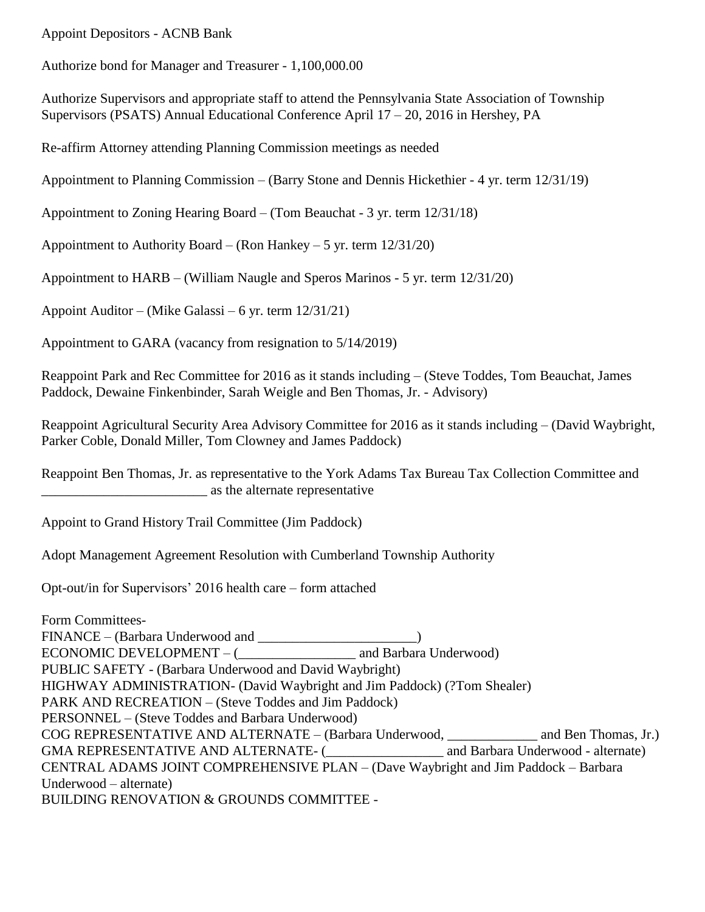Appoint Depositors - ACNB Bank

Authorize bond for Manager and Treasurer - 1,100,000.00

Authorize Supervisors and appropriate staff to attend the Pennsylvania State Association of Township Supervisors (PSATS) Annual Educational Conference April 17 – 20, 2016 in Hershey, PA

Re-affirm Attorney attending Planning Commission meetings as needed

Appointment to Planning Commission – (Barry Stone and Dennis Hickethier - 4 yr. term 12/31/19)

Appointment to Zoning Hearing Board – (Tom Beauchat - 3 yr. term 12/31/18)

Appointment to Authority Board – (Ron Hankey – 5 yr. term 12/31/20)

Appointment to HARB – (William Naugle and Speros Marinos - 5 yr. term 12/31/20)

Appoint Auditor – (Mike Galassi – 6 yr. term 12/31/21)

Appointment to GARA (vacancy from resignation to 5/14/2019)

Reappoint Park and Rec Committee for 2016 as it stands including – (Steve Toddes, Tom Beauchat, James Paddock, Dewaine Finkenbinder, Sarah Weigle and Ben Thomas, Jr. - Advisory)

Reappoint Agricultural Security Area Advisory Committee for 2016 as it stands including – (David Waybright, Parker Coble, Donald Miller, Tom Clowney and James Paddock)

Reappoint Ben Thomas, Jr. as representative to the York Adams Tax Bureau Tax Collection Committee and ________________________ as the alternate representative

Appoint to Grand History Trail Committee (Jim Paddock)

Adopt Management Agreement Resolution with Cumberland Township Authority

Opt-out/in for Supervisors' 2016 health care – form attached

Form Committees-
FINANCE – (Barbara Underwood and _______________________)
ECONOMIC DEVELOPMENT – (_________________ and Barbara Underwood)
PUBLIC SAFETY - (Barbara Underwood and David Waybright)
HIGHWAY ADMINISTRATION- (David Waybright and Jim Paddock) (?Tom Shealer)
PARK AND RECREATION – (Steve Toddes and Jim Paddock)
PERSONNEL – (Steve Toddes and Barbara Underwood)
COG REPRESENTATIVE AND ALTERNATE – (Barbara Underwood, _____________ and Ben Thomas, Jr.)
GMA REPRESENTATIVE AND ALTERNATE- (________________ and Barbara Underwood - alternate)
CENTRAL ADAMS JOINT COMPREHENSIVE PLAN – (Dave Waybright and Jim Paddock – Barbara Underwood – alternate)
BUILDING RENOVATION & GROUNDS COMMITTEE -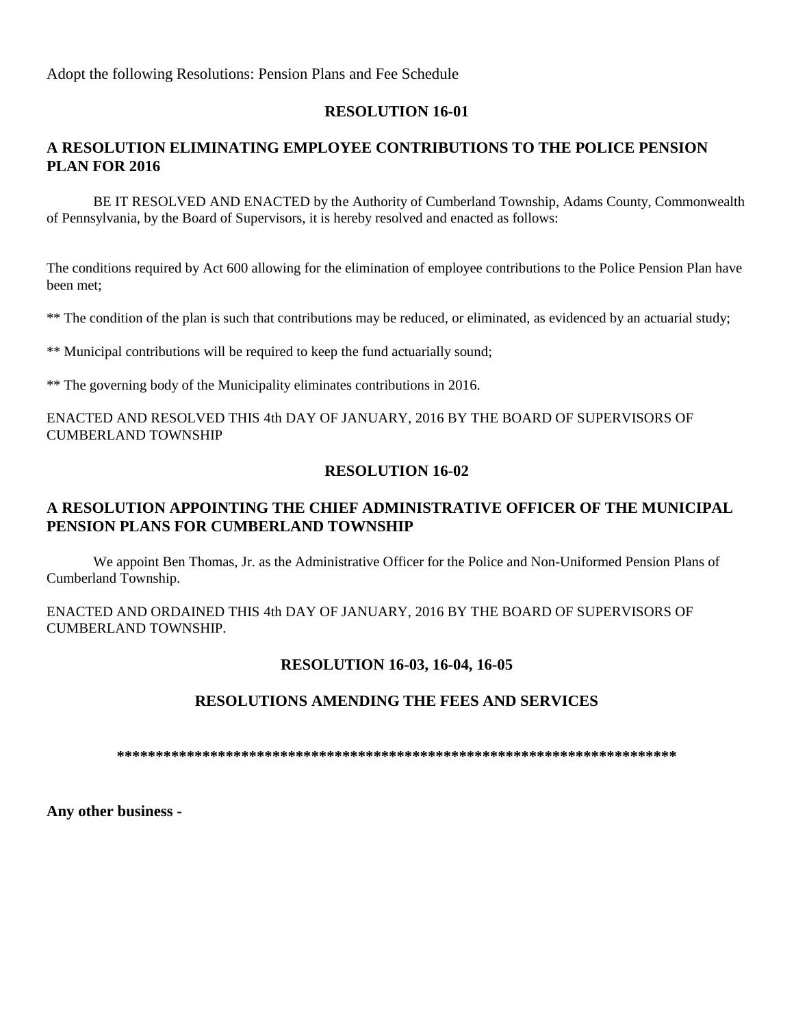Adopt the following Resolutions: Pension Plans and Fee Schedule

## RESOLUTION 16-01

## A RESOLUTION ELIMINATING EMPLOYEE CONTRIBUTIONS TO THE POLICE PENSION PLAN FOR 2016

BE IT RESOLVED AND ENACTED by the Authority of Cumberland Township, Adams County, Commonwealth of Pennsylvania, by the Board of Supervisors, it is hereby resolved and enacted as follows:

The conditions required by Act 600 allowing for the elimination of employee contributions to the Police Pension Plan have been met;

** The condition of the plan is such that contributions may be reduced, or eliminated, as evidenced by an actuarial study;

** Municipal contributions will be required to keep the fund actuarially sound;

** The governing body of the Municipality eliminates contributions in 2016.

ENACTED AND RESOLVED THIS 4th DAY OF JANUARY, 2016 BY THE BOARD OF SUPERVISORS OF CUMBERLAND TOWNSHIP

## RESOLUTION 16-02

## A RESOLUTION APPOINTING THE CHIEF ADMINISTRATIVE OFFICER OF THE MUNICIPAL PENSION PLANS FOR CUMBERLAND TOWNSHIP

We appoint Ben Thomas, Jr. as the Administrative Officer for the Police and Non-Uniformed Pension Plans of Cumberland Township.

ENACTED AND ORDAINED THIS 4th DAY OF JANUARY, 2016 BY THE BOARD OF SUPERVISORS OF CUMBERLAND TOWNSHIP.

## RESOLUTION 16-03, 16-04, 16-05

## RESOLUTIONS AMENDING THE FEES AND SERVICES

**************************************************************************

**Any other business -**